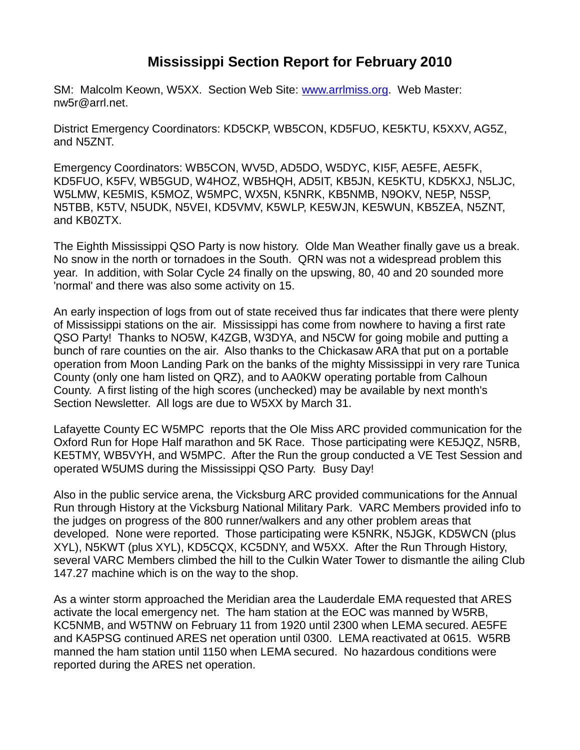# Mississippi Section Report for February 2010

SM: Malcolm Keown, W5XX. Section Web Site: [www.arrlmiss.org](http://www.arrlmiss.org). Web Master: nw5r@arrl.net.

District Emergency Coordinators: KD5CKP, WB5CON, KD5FUO, KE5KTU, K5XXV, AG5Z, and N5ZNT.

Emergency Coordinators: WB5CON, WV5D, AD5DO, W5DYC, KI5F, AE5FE, AE5FK, KD5FUO, K5FV, WB5GUD, W4HOZ, WB5HQH, AD5IT, KB5JN, KE5KTU, KD5KXJ, N5LJC, W5LMW, KE5MIS, K5MOZ, W5MPC, WX5N, K5NRK, KB5NMB, N9OKV, NE5P, N5SP, N5TBB, K5TV, N5UDK, N5VEI, KD5VMV, K5WLP, KE5WJN, KE5WUN, KB5ZEA, N5ZNT, and KB0ZTX.

The Eighth Mississippi QSO Party is now history. Olde Man Weather finally gave us a break. No snow in the north or tornadoes in the South. QRN was not a widespread problem this year. In addition, with Solar Cycle 24 finally on the upswing, 80, 40 and 20 sounded more 'normal' and there was also some activity on 15.

An early inspection of logs from out of state received thus far indicates that there were plenty of Mississippi stations on the air. Mississippi has come from nowhere to having a first rate QSO Party! Thanks to NO5W, K4ZGB, W3DYA, and N5CW for going mobile and putting a bunch of rare counties on the air. Also thanks to the Chickasaw ARA that put on a portable operation from Moon Landing Park on the banks of the mighty Mississippi in very rare Tunica County (only one ham listed on QRZ), and to AA0KW operating portable from Calhoun County. A first listing of the high scores (unchecked) may be available by next month's Section Newsletter. All logs are due to W5XX by March 31.

Lafayette County EC W5MPC reports that the Ole Miss ARC provided communication for the Oxford Run for Hope Half marathon and 5K Race. Those participating were KE5JQZ, N5RB, KE5TMY, WB5VYH, and W5MPC. After the Run the group conducted a VE Test Session and operated W5UMS during the Mississippi QSO Party. Busy Day!

Also in the public service arena, the Vicksburg ARC provided communications for the Annual Run through History at the Vicksburg National Military Park. VARC Members provided info to the judges on progress of the 800 runner/walkers and any other problem areas that developed. None were reported. Those participating were K5NRK, N5JGK, KD5WCN (plus XYL), N5KWT (plus XYL), KD5CQX, KC5DNY, and W5XX. After the Run Through History, several VARC Members climbed the hill to the Culkin Water Tower to dismantle the ailing Club 147.27 machine which is on the way to the shop.

As a winter storm approached the Meridian area the Lauderdale EMA requested that ARES activate the local emergency net. The ham station at the EOC was manned by W5RB, KC5NMB, and W5TNW on February 11 from 1920 until 2300 when LEMA secured. AE5FE and KA5PSG continued ARES net operation until 0300. LEMA reactivated at 0615. W5RB manned the ham station until 1150 when LEMA secured. No hazardous conditions were reported during the ARES net operation.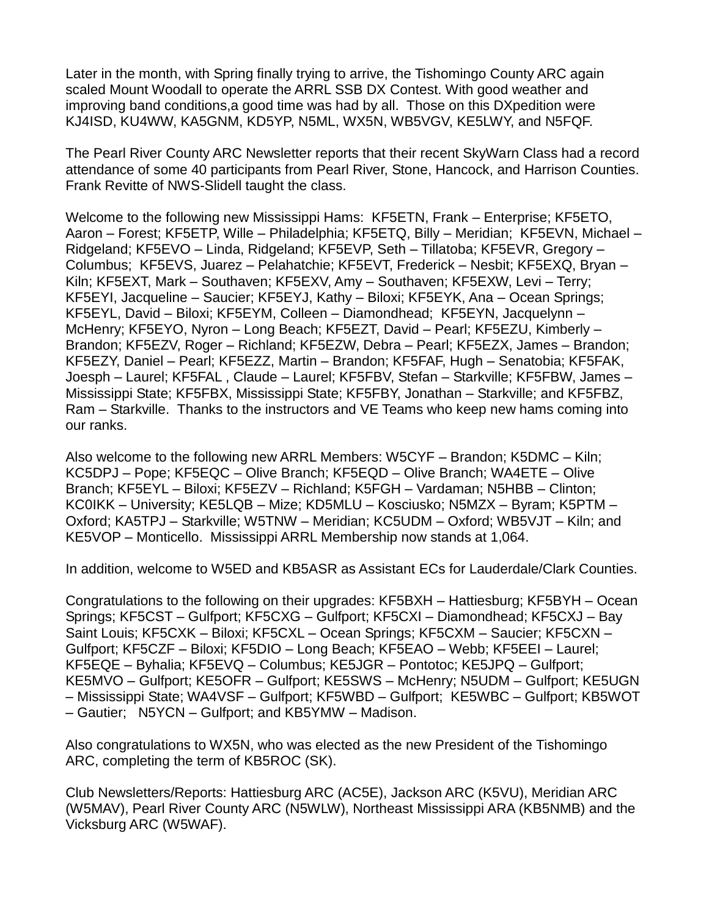Later in the month, with Spring finally trying to arrive, the Tishomingo County ARC again scaled Mount Woodall to operate the ARRL SSB DX Contest. With good weather and improving band conditions,a good time was had by all.  Those on this DXpedition were KJ4ISD, KU4WW, KA5GNM, KD5YP, N5ML, WX5N, WB5VGV, KE5LWY, and N5FQF.

The Pearl River County ARC Newsletter reports that their recent SkyWarn Class had a record attendance of some 40 participants from Pearl River, Stone, Hancock, and Harrison Counties. Frank Revitte of NWS-Slidell taught the class.

Welcome to the following new Mississippi Hams:  KF5ETN, Frank – Enterprise; KF5ETO, Aaron – Forest; KF5ETP, Wille – Philadelphia; KF5ETQ, Billy – Meridian;  KF5EVN, Michael – Ridgeland; KF5EVO – Linda, Ridgeland; KF5EVP, Seth – Tillatoba; KF5EVR, Gregory – Columbus;  KF5EVS, Juarez – Pelahatchie; KF5EVT, Frederick – Nesbit; KF5EXQ, Bryan – Kiln; KF5EXT, Mark – Southaven; KF5EXV, Amy – Southaven; KF5EXW, Levi – Terry; KF5EYI, Jacqueline – Saucier; KF5EYJ, Kathy – Biloxi; KF5EYK, Ana – Ocean Springs; KF5EYL, David – Biloxi; KF5EYM, Colleen – Diamondhead;  KF5EYN, Jacquelynn – McHenry; KF5EYO, Nyron – Long Beach; KF5EZT, David – Pearl; KF5EZU, Kimberly – Brandon; KF5EZV, Roger – Richland; KF5EZW, Debra – Pearl; KF5EZX, James – Brandon; KF5EZY, Daniel – Pearl; KF5EZZ, Martin – Brandon; KF5FAF, Hugh – Senatobia; KF5FAK, Joesph – Laurel; KF5FAL , Claude – Laurel; KF5FBV, Stefan – Starkville; KF5FBW, James – Mississippi State; KF5FBX, Mississippi State; KF5FBY, Jonathan – Starkville; and KF5FBZ, Ram – Starkville.  Thanks to the instructors and VE Teams who keep new hams coming into our ranks.

Also welcome to the following new ARRL Members: W5CYF – Brandon; K5DMC – Kiln; KC5DPJ – Pope; KF5EQC – Olive Branch; KF5EQD – Olive Branch; WA4ETE – Olive Branch; KF5EYL – Biloxi; KF5EZV – Richland; K5FGH – Vardaman; N5HBB – Clinton; KC0IKK – University; KE5LQB – Mize; KD5MLU – Kosciusko; N5MZX – Byram; K5PTM – Oxford; KA5TPJ – Starkville; W5TNW – Meridian; KC5UDM – Oxford; WB5VJT – Kiln; and KE5VOP – Monticello.  Mississippi ARRL Membership now stands at 1,064.

In addition, welcome to W5ED and KB5ASR as Assistant ECs for Lauderdale/Clark Counties.

Congratulations to the following on their upgrades: KF5BXH – Hattiesburg; KF5BYH – Ocean Springs; KF5CST – Gulfport; KF5CXG – Gulfport; KF5CXI – Diamondhead; KF5CXJ – Bay Saint Louis; KF5CXK – Biloxi; KF5CXL – Ocean Springs; KF5CXM – Saucier; KF5CXN – Gulfport; KF5CZF – Biloxi; KF5DIO – Long Beach; KF5EAO – Webb; KF5EEI – Laurel; KF5EQE – Byhalia; KF5EVQ – Columbus; KE5JGR – Pontotoc; KE5JPQ – Gulfport; KE5MVO – Gulfport; KE5OFR – Gulfport; KE5SWS – McHenry; N5UDM – Gulfport; KE5UGN – Mississippi State; WA4VSF – Gulfport; KF5WBD – Gulfport;  KE5WBC – Gulfport; KB5WOT – Gautier;   N5YCN – Gulfport; and KB5YMW – Madison.

Also congratulations to WX5N, who was elected as the new President of the Tishomingo ARC, completing the term of KB5ROC (SK).

Club Newsletters/Reports: Hattiesburg ARC (AC5E), Jackson ARC (K5VU), Meridian ARC (W5MAV), Pearl River County ARC (N5WLW), Northeast Mississippi ARA (KB5NMB) and the Vicksburg ARC (W5WAF).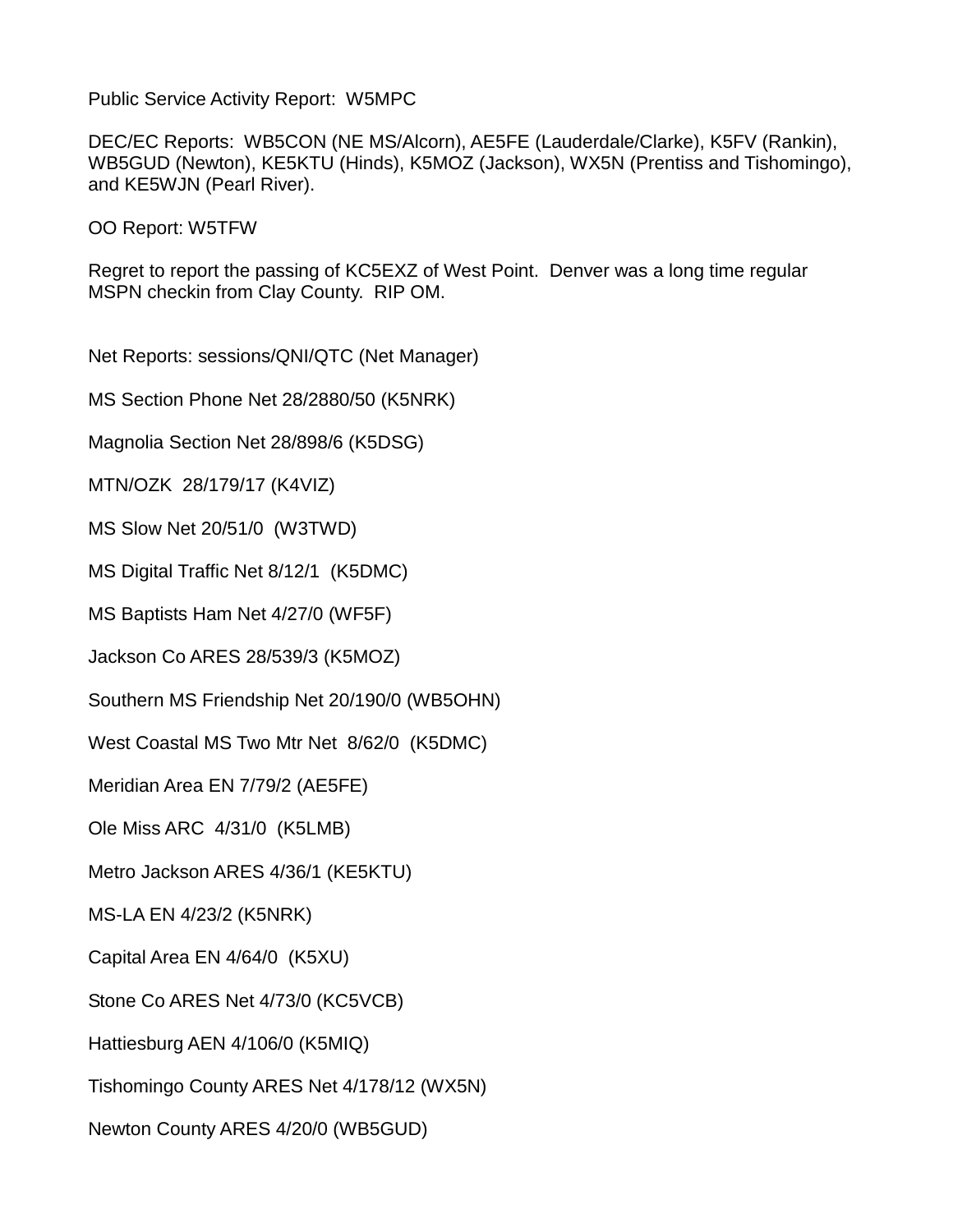Public Service Activity Report:  W5MPC

DEC/EC Reports:  WB5CON (NE MS/Alcorn), AE5FE (Lauderdale/Clarke), K5FV (Rankin), WB5GUD (Newton), KE5KTU (Hinds), K5MOZ (Jackson), WX5N (Prentiss and Tishomingo), and KE5WJN (Pearl River).

OO Report: W5TFW

Regret to report the passing of KC5EXZ of West Point.  Denver was a long time regular MSPN checkin from Clay County.  RIP OM.

Net Reports: sessions/QNI/QTC (Net Manager)

MS Section Phone Net 28/2880/50 (K5NRK)

Magnolia Section Net 28/898/6 (K5DSG)

MTN/OZK  28/179/17 (K4VIZ)

MS Slow Net 20/51/0  (W3TWD)

MS Digital Traffic Net 8/12/1  (K5DMC)

MS Baptists Ham Net 4/27/0 (WF5F)

Jackson Co ARES 28/539/3 (K5MOZ)

Southern MS Friendship Net 20/190/0 (WB5OHN)

West Coastal MS Two Mtr Net  8/62/0  (K5DMC)

Meridian Area EN 7/79/2 (AE5FE)

Ole Miss ARC  4/31/0  (K5LMB)

Metro Jackson ARES 4/36/1 (KE5KTU)

MS-LA EN 4/23/2 (K5NRK)

Capital Area EN 4/64/0  (K5XU)

Stone Co ARES Net 4/73/0 (KC5VCB)

Hattiesburg AEN 4/106/0 (K5MIQ)

Tishomingo County ARES Net 4/178/12 (WX5N)

Newton County ARES 4/20/0 (WB5GUD)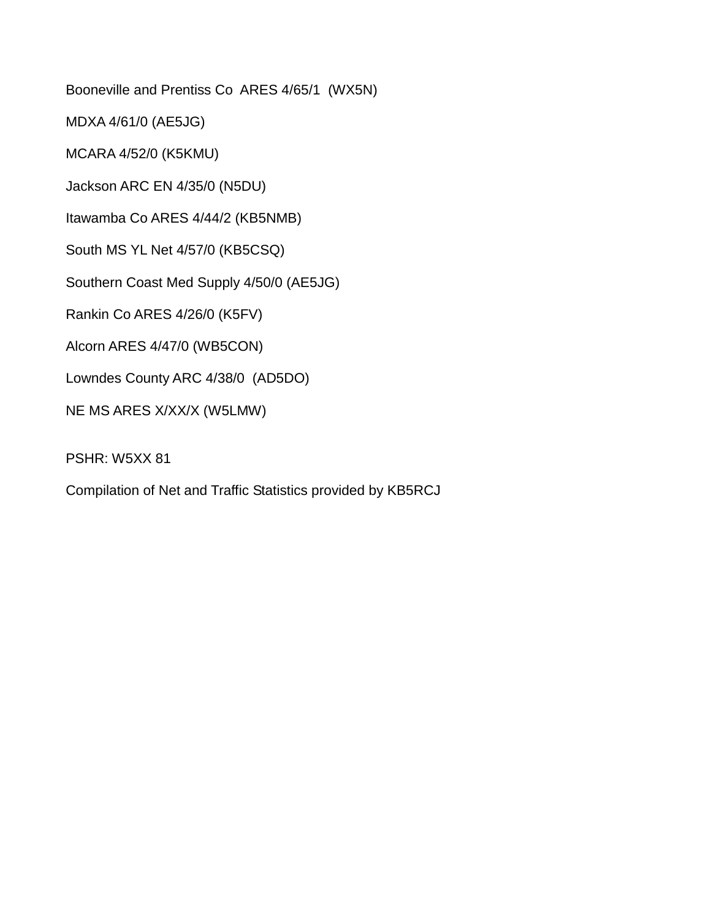Booneville and Prentiss Co ARES 4/65/1 (WX5N)

MDXA 4/61/0 (AE5JG)

MCARA 4/52/0 (K5KMU)

Jackson ARC EN 4/35/0 (N5DU)

Itawamba Co ARES 4/44/2 (KB5NMB)

South MS YL Net 4/57/0 (KB5CSQ)

Southern Coast Med Supply 4/50/0 (AE5JG)

Rankin Co ARES 4/26/0 (K5FV)

Alcorn ARES 4/47/0 (WB5CON)

Lowndes County ARC 4/38/0 (AD5DO)

NE MS ARES X/XX/X (W5LMW)

PSHR: W5XX 81

Compilation of Net and Traffic Statistics provided by KB5RCJ